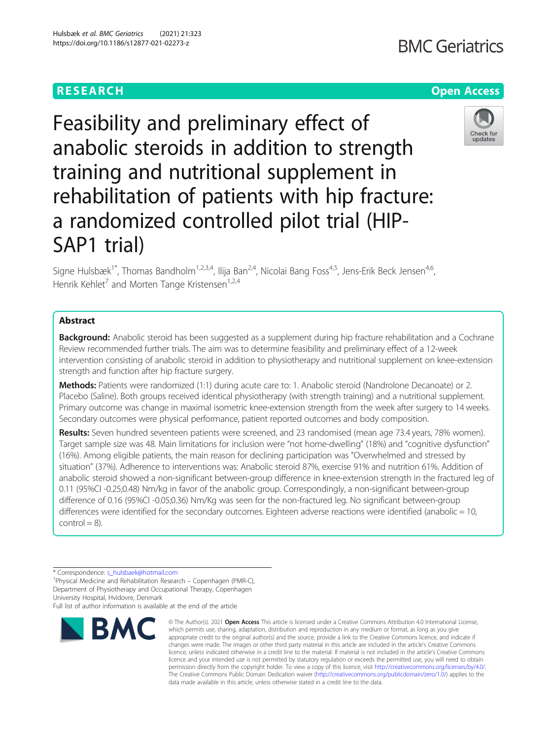RESEARCH

Open Access

# Feasibility and preliminary effect of anabolic steroids in addition to strength training and nutritional supplement in rehabilitation of patients with hip fracture: a randomized controlled pilot trial (HIP-SAP1 trial)

Signe Hulsbæk[1*], Thomas Bandholm[1,2,3,4], Ilija Ban[2,4], Nicolai Bang Foss[4,5], Jens-Erik Beck Jensen[4,6], Henrik Kehlet[7] and Morten Tange Kristensen[1,2,4]

## Abstract

**Background:** Anabolic steroid has been suggested as a supplement during hip fracture rehabilitation and a Cochrane Review recommended further trials. The aim was to determine feasibility and preliminary effect of a 12-week intervention consisting of anabolic steroid in addition to physiotherapy and nutritional supplement on knee-extension strength and function after hip fracture surgery.

**Methods:** Patients were randomized (1:1) during acute care to: 1. Anabolic steroid (Nandrolone Decanoate) or 2. Placebo (Saline). Both groups received identical physiotherapy (with strength training) and a nutritional supplement. Primary outcome was change in maximal isometric knee-extension strength from the week after surgery to 14 weeks. Secondary outcomes were physical performance, patient reported outcomes and body composition.

**Results:** Seven hundred seventeen patients were screened, and 23 randomised (mean age 73.4 years, 78% women). Target sample size was 48. Main limitations for inclusion were "not home-dwelling" (18%) and "cognitive dysfunction" (16%). Among eligible patients, the main reason for declining participation was "Overwhelmed and stressed by situation" (37%). Adherence to interventions was: Anabolic steroid 87%, exercise 91% and nutrition 61%. Addition of anabolic steroid showed a non-significant between-group difference in knee-extension strength in the fractured leg of 0.11 (95%CI -0.25;0.48) Nm/kg in favor of the anabolic group. Correspondingly, a non-significant between-group difference of 0.16 (95%CI -0.05;0.36) Nm/Kg was seen for the non-fractured leg. No significant between-group differences were identified for the secondary outcomes. Eighteen adverse reactions were identified (anabolic = 10, control = 8).

\* Correspondence: s_hulsbaek@hotmail.com
[1]Physical Medicine and Rehabilitation Research – Copenhagen (PMR-C), Department of Physiotherapy and Occupational Therapy, Copenhagen University Hospital, Hvidovre, Denmark
Full list of author information is available at the end of the article

© The Author(s). 2021 **Open Access** This article is licensed under a Creative Commons Attribution 4.0 International License, which permits use, sharing, adaptation, distribution and reproduction in any medium or format, as long as you give appropriate credit to the original author(s) and the source, provide a link to the Creative Commons licence, and indicate if changes were made. The images or other third party material in this article are included in the article's Creative Commons licence, unless indicated otherwise in a credit line to the material. If material is not included in the article's Creative Commons licence and your intended use is not permitted by statutory regulation or exceeds the permitted use, you will need to obtain permission directly from the copyright holder. To view a copy of this licence, visit http://creativecommons.org/licenses/by/4.0/. The Creative Commons Public Domain Dedication waiver (http://creativecommons.org/publicdomain/zero/1.0/) applies to the data made available in this article, unless otherwise stated in a credit line to the data.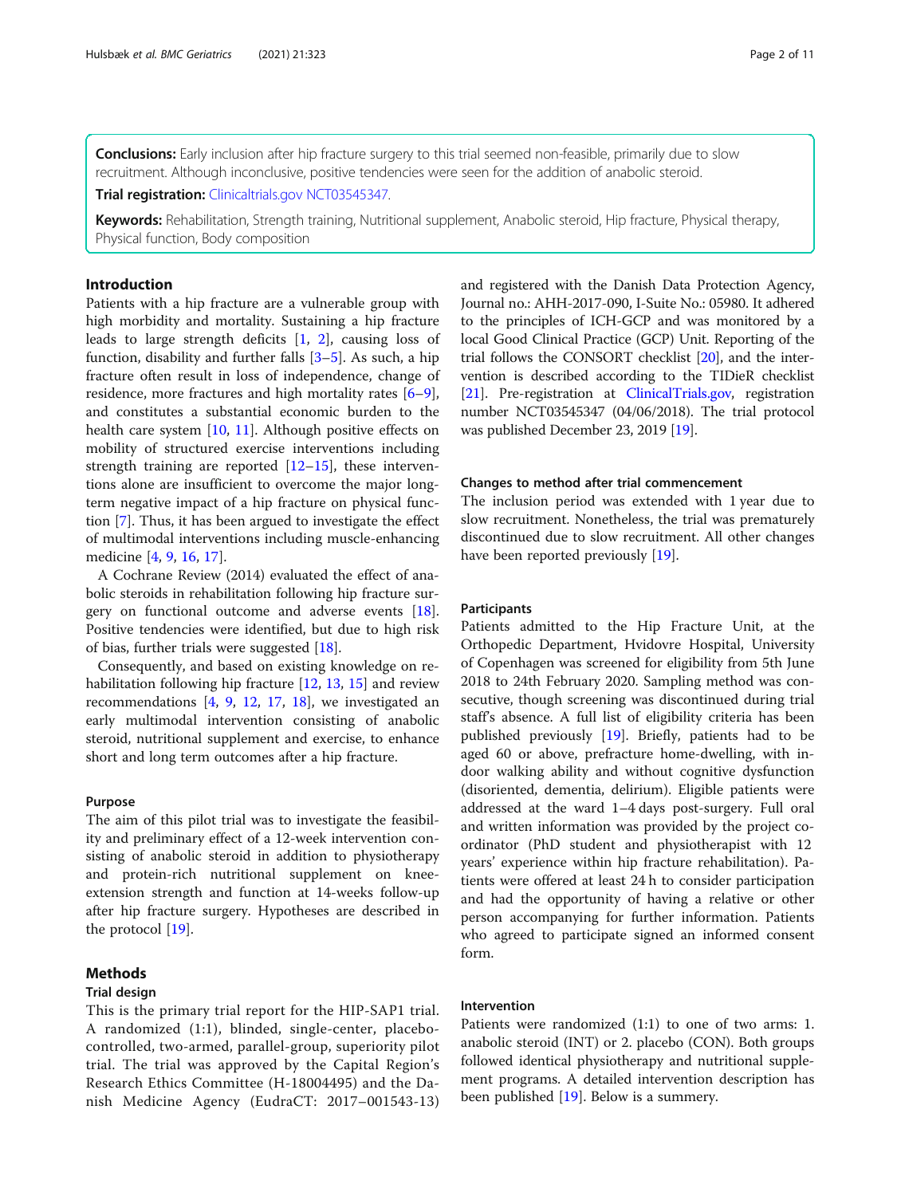**Conclusions:** Early inclusion after hip fracture surgery to this trial seemed non-feasible, primarily due to slow recruitment. Although inconclusive, positive tendencies were seen for the addition of anabolic steroid.

**Trial registration:** Clinicaltrials.gov NCT03545347.

**Keywords:** Rehabilitation, Strength training, Nutritional supplement, Anabolic steroid, Hip fracture, Physical therapy, Physical function, Body composition

## Introduction

Patients with a hip fracture are a vulnerable group with high morbidity and mortality. Sustaining a hip fracture leads to large strength deficits [1, 2], causing loss of function, disability and further falls [3–5]. As such, a hip fracture often result in loss of independence, change of residence, more fractures and high mortality rates [6–9], and constitutes a substantial economic burden to the health care system [10, 11]. Although positive effects on mobility of structured exercise interventions including strength training are reported [12–15], these interventions alone are insufficient to overcome the major long-term negative impact of a hip fracture on physical function [7]. Thus, it has been argued to investigate the effect of multimodal interventions including muscle-enhancing medicine [4, 9, 16, 17].

A Cochrane Review (2014) evaluated the effect of anabolic steroids in rehabilitation following hip fracture surgery on functional outcome and adverse events [18]. Positive tendencies were identified, but due to high risk of bias, further trials were suggested [18].

Consequently, and based on existing knowledge on rehabilitation following hip fracture [12, 13, 15] and review recommendations [4, 9, 12, 17, 18], we investigated an early multimodal intervention consisting of anabolic steroid, nutritional supplement and exercise, to enhance short and long term outcomes after a hip fracture.

### Purpose

The aim of this pilot trial was to investigate the feasibility and preliminary effect of a 12-week intervention consisting of anabolic steroid in addition to physiotherapy and protein-rich nutritional supplement on knee-extension strength and function at 14-weeks follow-up after hip fracture surgery. Hypotheses are described in the protocol [19].

## Methods

### Trial design

This is the primary trial report for the HIP-SAP1 trial. A randomized (1:1), blinded, single-center, placebo-controlled, two-armed, parallel-group, superiority pilot trial. The trial was approved by the Capital Region's Research Ethics Committee (H-18004495) and the Danish Medicine Agency (EudraCT: 2017–001543-13) and registered with the Danish Data Protection Agency, Journal no.: AHH-2017-090, I-Suite No.: 05980. It adhered to the principles of ICH-GCP and was monitored by a local Good Clinical Practice (GCP) Unit. Reporting of the trial follows the CONSORT checklist [20], and the intervention is described according to the TIDieR checklist [21]. Pre-registration at ClinicalTrials.gov, registration number NCT03545347 (04/06/2018). The trial protocol was published December 23, 2019 [19].

### Changes to method after trial commencement

The inclusion period was extended with 1 year due to slow recruitment. Nonetheless, the trial was prematurely discontinued due to slow recruitment. All other changes have been reported previously [19].

### Participants

Patients admitted to the Hip Fracture Unit, at the Orthopedic Department, Hvidovre Hospital, University of Copenhagen was screened for eligibility from 5th June 2018 to 24th February 2020. Sampling method was consecutive, though screening was discontinued during trial staff's absence. A full list of eligibility criteria has been published previously [19]. Briefly, patients had to be aged 60 or above, prefracture home-dwelling, with indoor walking ability and without cognitive dysfunction (disoriented, dementia, delirium). Eligible patients were addressed at the ward 1–4 days post-surgery. Full oral and written information was provided by the project coordinator (PhD student and physiotherapist with 12 years' experience within hip fracture rehabilitation). Patients were offered at least 24 h to consider participation and had the opportunity of having a relative or other person accompanying for further information. Patients who agreed to participate signed an informed consent form.

### Intervention

Patients were randomized (1:1) to one of two arms: 1. anabolic steroid (INT) or 2. placebo (CON). Both groups followed identical physiotherapy and nutritional supplement programs. A detailed intervention description has been published [19]. Below is a summery.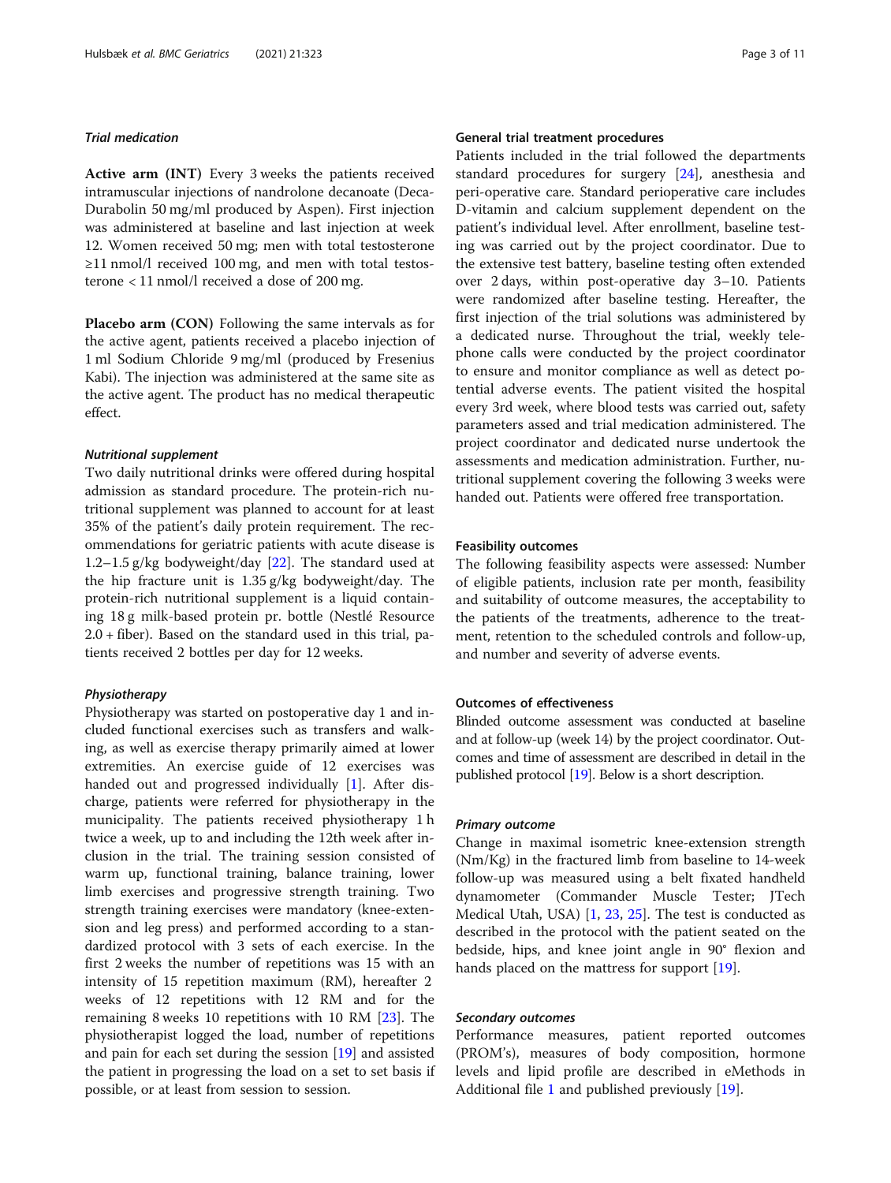### *Trial medication*

**Active arm (INT)** Every 3 weeks the patients received intramuscular injections of nandrolone decanoate (Deca-Durabolin 50 mg/ml produced by Aspen). First injection was administered at baseline and last injection at week 12. Women received 50 mg; men with total testosterone ≥11 nmol/l received 100 mg, and men with total testosterone < 11 nmol/l received a dose of 200 mg.

**Placebo arm (CON)** Following the same intervals as for the active agent, patients received a placebo injection of 1 ml Sodium Chloride 9 mg/ml (produced by Fresenius Kabi). The injection was administered at the same site as the active agent. The product has no medical therapeutic effect.

### *Nutritional supplement*

Two daily nutritional drinks were offered during hospital admission as standard procedure. The protein-rich nutritional supplement was planned to account for at least 35% of the patient's daily protein requirement. The recommendations for geriatric patients with acute disease is 1.2–1.5 g/kg bodyweight/day [22]. The standard used at the hip fracture unit is 1.35 g/kg bodyweight/day. The protein-rich nutritional supplement is a liquid containing 18 g milk-based protein pr. bottle (Nestlé Resource 2.0 + fiber). Based on the standard used in this trial, patients received 2 bottles per day for 12 weeks.

### *Physiotherapy*

Physiotherapy was started on postoperative day 1 and included functional exercises such as transfers and walking, as well as exercise therapy primarily aimed at lower extremities. An exercise guide of 12 exercises was handed out and progressed individually [1]. After discharge, patients were referred for physiotherapy in the municipality. The patients received physiotherapy 1 h twice a week, up to and including the 12th week after inclusion in the trial. The training session consisted of warm up, functional training, balance training, lower limb exercises and progressive strength training. Two strength training exercises were mandatory (knee-extension and leg press) and performed according to a standardized protocol with 3 sets of each exercise. In the first 2 weeks the number of repetitions was 15 with an intensity of 15 repetition maximum (RM), hereafter 2 weeks of 12 repetitions with 12 RM and for the remaining 8 weeks 10 repetitions with 10 RM [23]. The physiotherapist logged the load, number of repetitions and pain for each set during the session [19] and assisted the patient in progressing the load on a set to set basis if possible, or at least from session to session.

### General trial treatment procedures

Patients included in the trial followed the departments standard procedures for surgery [24], anesthesia and peri-operative care. Standard perioperative care includes D-vitamin and calcium supplement dependent on the patient's individual level. After enrollment, baseline testing was carried out by the project coordinator. Due to the extensive test battery, baseline testing often extended over 2 days, within post-operative day 3–10. Patients were randomized after baseline testing. Hereafter, the first injection of the trial solutions was administered by a dedicated nurse. Throughout the trial, weekly telephone calls were conducted by the project coordinator to ensure and monitor compliance as well as detect potential adverse events. The patient visited the hospital every 3rd week, where blood tests was carried out, safety parameters assed and trial medication administered. The project coordinator and dedicated nurse undertook the assessments and medication administration. Further, nutritional supplement covering the following 3 weeks were handed out. Patients were offered free transportation.

### Feasibility outcomes

The following feasibility aspects were assessed: Number of eligible patients, inclusion rate per month, feasibility and suitability of outcome measures, the acceptability to the patients of the treatments, adherence to the treatment, retention to the scheduled controls and follow-up, and number and severity of adverse events.

### Outcomes of effectiveness

Blinded outcome assessment was conducted at baseline and at follow-up (week 14) by the project coordinator. Outcomes and time of assessment are described in detail in the published protocol [19]. Below is a short description.

### *Primary outcome*

Change in maximal isometric knee-extension strength (Nm/Kg) in the fractured limb from baseline to 14-week follow-up was measured using a belt fixated handheld dynamometer (Commander Muscle Tester; JTech Medical Utah, USA) [1, 23, 25]. The test is conducted as described in the protocol with the patient seated on the bedside, hips, and knee joint angle in 90° flexion and hands placed on the mattress for support [19].

### *Secondary outcomes*

Performance measures, patient reported outcomes (PROM's), measures of body composition, hormone levels and lipid profile are described in eMethods in Additional file 1 and published previously [19].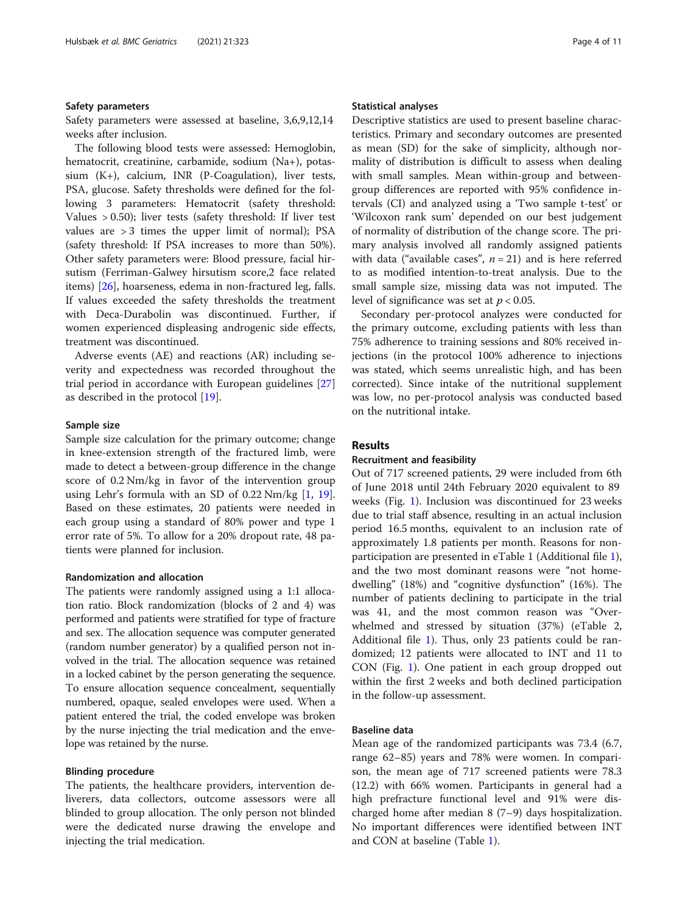### Safety parameters

Safety parameters were assessed at baseline, 3,6,9,12,14 weeks after inclusion.

The following blood tests were assessed: Hemoglobin, hematocrit, creatinine, carbamide, sodium (Na+), potassium (K+), calcium, INR (P-Coagulation), liver tests, PSA, glucose. Safety thresholds were defined for the following 3 parameters: Hematocrit (safety threshold: Values > 0.50); liver tests (safety threshold: If liver test values are > 3 times the upper limit of normal); PSA (safety threshold: If PSA increases to more than 50%). Other safety parameters were: Blood pressure, facial hirsutism (Ferriman-Galwey hirsutism score,2 face related items) [26], hoarseness, edema in non-fractured leg, falls. If values exceeded the safety thresholds the treatment with Deca-Durabolin was discontinued. Further, if women experienced displeasing androgenic side effects, treatment was discontinued.

Adverse events (AE) and reactions (AR) including severity and expectedness was recorded throughout the trial period in accordance with European guidelines [27] as described in the protocol [19].

### Sample size

Sample size calculation for the primary outcome; change in knee-extension strength of the fractured limb, were made to detect a between-group difference in the change score of 0.2 Nm/kg in favor of the intervention group using Lehr's formula with an SD of 0.22 Nm/kg [1, 19]. Based on these estimates, 20 patients were needed in each group using a standard of 80% power and type 1 error rate of 5%. To allow for a 20% dropout rate, 48 patients were planned for inclusion.

### Randomization and allocation

The patients were randomly assigned using a 1:1 allocation ratio. Block randomization (blocks of 2 and 4) was performed and patients were stratified for type of fracture and sex. The allocation sequence was computer generated (random number generator) by a qualified person not involved in the trial. The allocation sequence was retained in a locked cabinet by the person generating the sequence. To ensure allocation sequence concealment, sequentially numbered, opaque, sealed envelopes were used. When a patient entered the trial, the coded envelope was broken by the nurse injecting the trial medication and the envelope was retained by the nurse.

### Blinding procedure

The patients, the healthcare providers, intervention deliverers, data collectors, outcome assessors were all blinded to group allocation. The only person not blinded were the dedicated nurse drawing the envelope and injecting the trial medication.

### Statistical analyses

Descriptive statistics are used to present baseline characteristics. Primary and secondary outcomes are presented as mean (SD) for the sake of simplicity, although normality of distribution is difficult to assess when dealing with small samples. Mean within-group and between-group differences are reported with 95% confidence intervals (CI) and analyzed using a 'Two sample t-test' or 'Wilcoxon rank sum' depended on our best judgement of normality of distribution of the change score. The primary analysis involved all randomly assigned patients with data ("available cases", $n = 21$) and is here referred to as modified intention-to-treat analysis. Due to the small sample size, missing data was not imputed. The level of significance was set at $p < 0.05$.

Secondary per-protocol analyzes were conducted for the primary outcome, excluding patients with less than 75% adherence to training sessions and 80% received injections (in the protocol 100% adherence to injections was stated, which seems unrealistic high, and has been corrected). Since intake of the nutritional supplement was low, no per-protocol analysis was conducted based on the nutritional intake.

## Results

### Recruitment and feasibility

Out of 717 screened patients, 29 were included from 6th of June 2018 until 24th February 2020 equivalent to 89 weeks (Fig. 1). Inclusion was discontinued for 23 weeks due to trial staff absence, resulting in an actual inclusion period 16.5 months, equivalent to an inclusion rate of approximately 1.8 patients per month. Reasons for non-participation are presented in eTable 1 (Additional file 1), and the two most dominant reasons were "not home-dwelling" (18%) and "cognitive dysfunction" (16%). The number of patients declining to participate in the trial was 41, and the most common reason was "Overwhelmed and stressed by situation (37%) (eTable 2, Additional file 1). Thus, only 23 patients could be randomized; 12 patients were allocated to INT and 11 to CON (Fig. 1). One patient in each group dropped out within the first 2 weeks and both declined participation in the follow-up assessment.

### Baseline data

Mean age of the randomized participants was 73.4 (6.7, range 62–85) years and 78% were women. In comparison, the mean age of 717 screened patients were 78.3 (12.2) with 66% women. Participants in general had a high prefracture functional level and 91% were discharged home after median 8 (7–9) days hospitalization. No important differences were identified between INT and CON at baseline (Table 1).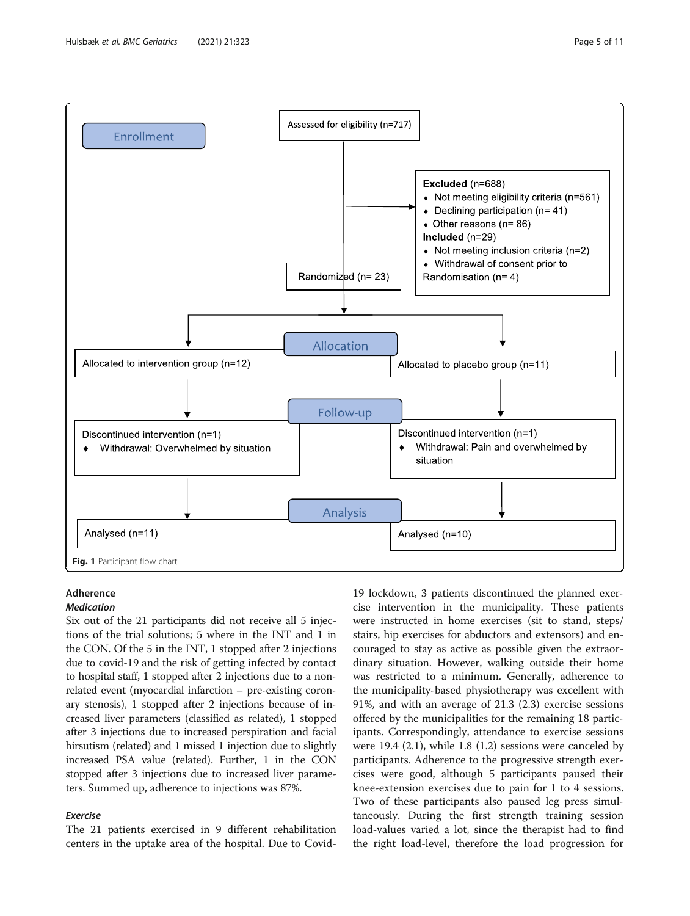Assessed for eligibility (n=717)

Enrollment

Excluded (n=688)
- Not meeting eligibility criteria (n=561)
- Declining participation (n= 41)
- Other reasons (n= 86)

Included (n=29)
- Not meeting inclusion criteria (n=2)
- Withdrawal of consent prior to Randomisation (n= 4)

Randomized (n= 23)

Allocation

Allocated to intervention group (n=12)

Allocated to placebo group (n=11)

Follow-up

Discontinued intervention (n=1)
- Withdrawal: Overwhelmed by situation

Discontinued intervention (n=1)
- Withdrawal: Pain and overwhelmed by situation

Analysis

Analysed (n=11)

Analysed (n=10)

Fig. 1 Participant flow chart

## Adherence

### *Medication*

Six out of the 21 participants did not receive all 5 injections of the trial solutions; 5 where in the INT and 1 in the CON. Of the 5 in the INT, 1 stopped after 2 injections due to covid-19 and the risk of getting infected by contact to hospital staff, 1 stopped after 2 injections due to a non-related event (myocardial infarction – pre-existing coronary stenosis), 1 stopped after 2 injections because of increased liver parameters (classified as related), 1 stopped after 3 injections due to increased perspiration and facial hirsutism (related) and 1 missed 1 injection due to slightly increased PSA value (related). Further, 1 in the CON stopped after 3 injections due to increased liver parameters. Summed up, adherence to injections was 87%.

### *Exercise*

The 21 patients exercised in 9 different rehabilitation centers in the uptake area of the hospital. Due to Covid-19 lockdown, 3 patients discontinued the planned exercise intervention in the municipality. These patients were instructed in home exercises (sit to stand, steps/stairs, hip exercises for abductors and extensors) and encouraged to stay as active as possible given the extraordinary situation. However, walking outside their home was restricted to a minimum. Generally, adherence to the municipality-based physiotherapy was excellent with 91%, and with an average of 21.3 (2.3) exercise sessions offered by the municipalities for the remaining 18 participants. Correspondingly, attendance to exercise sessions were 19.4 (2.1), while 1.8 (1.2) sessions were canceled by participants. Adherence to the progressive strength exercises were good, although 5 participants paused their knee-extension exercises due to pain for 1 to 4 sessions. Two of these participants also paused leg press simultaneously. During the first strength training session load-values varied a lot, since the therapist had to find the right load-level, therefore the load progression for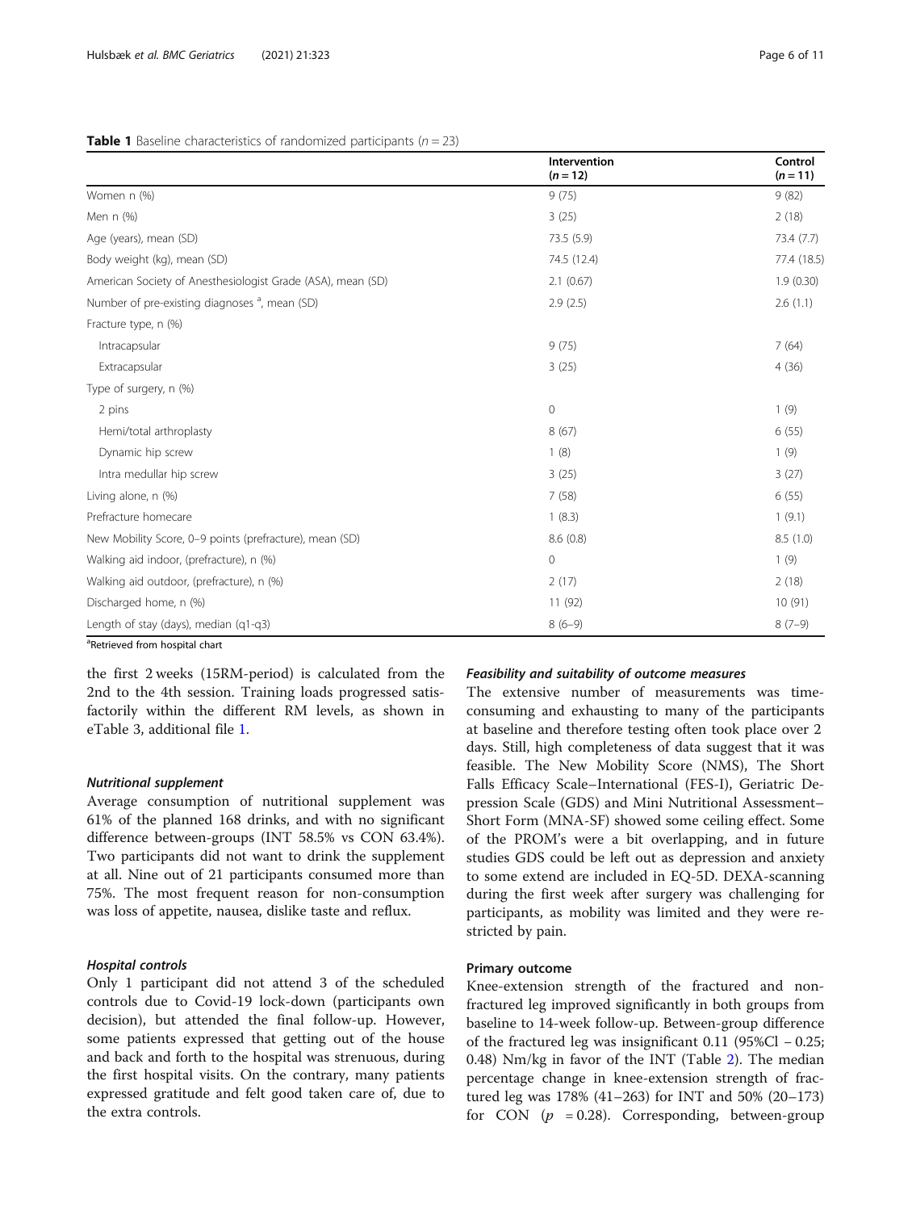**Table 1** Baseline characteristics of randomized participants ($n = 23$)

| | Intervention ($n = 12$) | Control ($n = 11$) |
|---|---|---|
| Women n (%) | 9 (75) | 9 (82) |
| Men n (%) | 3 (25) | 2 (18) |
| Age (years), mean (SD) | 73.5 (5.9) | 73.4 (7.7) |
| Body weight (kg), mean (SD) | 74.5 (12.4) | 77.4 (18.5) |
| American Society of Anesthesiologist Grade (ASA), mean (SD) | 2.1 (0.67) | 1.9 (0.30) |
| Number of pre-existing diagnoses [a], mean (SD) | 2.9 (2.5) | 2.6 (1.1) |
| Fracture type, n (%) | | |
| Intracapsular | 9 (75) | 7 (64) |
| Extracapsular | 3 (25) | 4 (36) |
| Type of surgery, n (%) | | |
| 2 pins | 0 | 1 (9) |
| Hemi/total arthroplasty | 8 (67) | 6 (55) |
| Dynamic hip screw | 1 (8) | 1 (9) |
| Intra medullar hip screw | 3 (25) | 3 (27) |
| Living alone, n (%) | 7 (58) | 6 (55) |
| Prefracture homecare | 1 (8.3) | 1 (9.1) |
| New Mobility Score, 0–9 points (prefracture), mean (SD) | 8.6 (0.8) | 8.5 (1.0) |
| Walking aid indoor, (prefracture), n (%) | 0 | 1 (9) |
| Walking aid outdoor, (prefracture), n (%) | 2 (17) | 2 (18) |
| Discharged home, n (%) | 11 (92) | 10 (91) |
| Length of stay (days), median (q1-q3) | 8 (6–9) | 8 (7–9) |

[a]Retrieved from hospital chart

the first 2 weeks (15RM-period) is calculated from the 2nd to the 4th session. Training loads progressed satisfactorily within the different RM levels, as shown in eTable 3, additional file 1.

#### Nutritional supplement

Average consumption of nutritional supplement was 61% of the planned 168 drinks, and with no significant difference between-groups (INT 58.5% vs CON 63.4%). Two participants did not want to drink the supplement at all. Nine out of 21 participants consumed more than 75%. The most frequent reason for non-consumption was loss of appetite, nausea, dislike taste and reflux.

#### Hospital controls

Only 1 participant did not attend 3 of the scheduled controls due to Covid-19 lock-down (participants own decision), but attended the final follow-up. However, some patients expressed that getting out of the house and back and forth to the hospital was strenuous, during the first hospital visits. On the contrary, many patients expressed gratitude and felt good taken care of, due to the extra controls.

#### Feasibility and suitability of outcome measures

The extensive number of measurements was time-consuming and exhausting to many of the participants at baseline and therefore testing often took place over 2 days. Still, high completeness of data suggest that it was feasible. The New Mobility Score (NMS), The Short Falls Efficacy Scale–International (FES-I), Geriatric Depression Scale (GDS) and Mini Nutritional Assessment–Short Form (MNA-SF) showed some ceiling effect. Some of the PROM's were a bit overlapping, and in future studies GDS could be left out as depression and anxiety to some extend are included in EQ-5D. DEXA-scanning during the first week after surgery was challenging for participants, as mobility was limited and they were restricted by pain.

#### Primary outcome

Knee-extension strength of the fractured and non-fractured leg improved significantly in both groups from baseline to 14-week follow-up. Between-group difference of the fractured leg was insignificant 0.11 (95%Cl − 0.25; 0.48) Nm/kg in favor of the INT (Table 2). The median percentage change in knee-extension strength of fractured leg was 178% (41–263) for INT and 50% (20–173) for CON ($p = 0.28$). Corresponding, between-group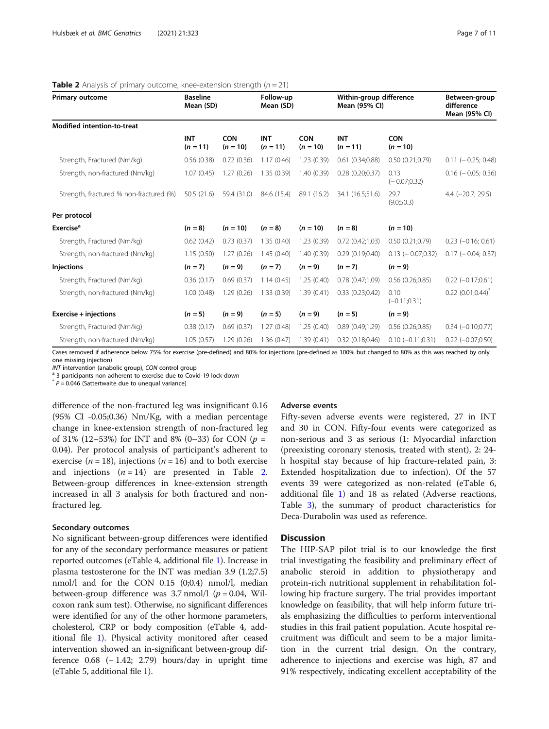**Table 2** Analysis of primary outcome, knee-extension strength ($n = 21$)

| Primary outcome | Baseline Mean (SD) | | Follow-up Mean (SD) | | Within-group difference Mean (95% CI) | | Between-group difference Mean (95% CI) |
|---|---|---|---|---|---|---|---|
| **Modified intention-to-treat** | | | | | | | |
| | **INT ($n = 11$)** | **CON ($n = 10$)** | **INT ($n = 11$)** | **CON ($n = 10$)** | **INT ($n = 11$)** | **CON ($n = 10$)** | |
| Strength, Fractured (Nm/kg) | 0.56 (0.38) | 0.72 (0.36) | 1.17 (0.46) | 1.23 (0.39) | 0.61 (0.34;0.88) | 0.50 (0.21;0.79) | 0.11 (− 0.25; 0.48) |
| Strength, non-fractured (Nm/kg) | 1.07 (0.45) | 1.27 (0.26) | 1.35 (0.39) | 1.40 (0.39) | 0.28 (0.20;0.37) | 0.13 (− 0.07;0.32) | 0.16 (− 0.05; 0.36) |
| Strength, fractured % non-fractured (%) | 50.5 (21.6) | 59.4 (31.0) | 84.6 (15.4) | 89.1 (16.2) | 34.1 (16.5;51.6) | 29.7 (9.0;50.3) | 4.4 (−20.7; 29.5) |
| **Per protocol** | | | | | | | |
| **Exercise**[a] | ($n = 8$) | ($n = 10$) | ($n = 8$) | ($n = 10$) | ($n = 8$) | ($n = 10$) | |
| Strength, Fractured (Nm/kg) | 0.62 (0.42) | 0.73 (0.37) | 1.35 (0.40) | 1.23 (0.39) | 0.72 (0.42;1.03) | 0.50 (0.21;0.79) | 0.23 (−0.16; 0.61) |
| Strength, non-fractured (Nm/kg) | 1.15 (0.50) | 1.27 (0.26) | 1.45 (0.40) | 1.40 (0.39) | 0.29 (0.19;0.40) | 0.13 (− 0.07;0.32) | 0.17 (− 0.04; 0.37) |
| **Injections** | ($n = 7$) | ($n = 9$) | ($n = 7$) | ($n = 9$) | ($n = 7$) | ($n = 9$) | |
| Strength, Fractured (Nm/kg) | 0.36 (0.17) | 0.69 (0.37) | 1.14 (0.45) | 1.25 (0.40) | 0.78 (0.47;1.09) | 0.56 (0.26;0.85) | 0.22 (−0.17;0.61) |
| Strength, non-fractured (Nm/kg) | 1.00 (0.48) | 1.29 (0.26) | 1.33 (0.39) | 1.39 (0.41) | 0.33 (0.23;0.42) | 0.10 (−0.11;0.31) | 0.22 (0.01;0.44)[*] |
| **Exercise + injections** | ($n = 5$) | ($n = 9$) | ($n = 5$) | ($n = 9$) | ($n = 5$) | ($n = 9$) | |
| Strength, Fractured (Nm/kg) | 0.38 (0.17) | 0.69 (0.37) | 1.27 (0.48) | 1.25 (0.40) | 0.89 (0.49;1.29) | 0.56 (0.26;0.85) | 0.34 (−0.10;0.77) |
| Strength, non-fractured (Nm/kg) | 1.05 (0.57) | 1.29 (0.26) | 1.36 (0.47) | 1.39 (0.41) | 0.32 (0.18;0.46) | 0.10 (−0.11;0.31) | 0.22 (−0.07;0.50) |

Cases removed if adherence below 75% for exercise (pre-defined) and 80% for injections (pre-defined as 100% but changed to 80% as this was reached by only one missing injection)

*INT* intervention (anabolic group), *CON* control group

[a] 3 participants non adherent to exercise due to Covid-19 lock-down

[*] $P = 0.046$ (Sattertwaite due to unequal variance)

difference of the non-fractured leg was insignificant 0.16 (95% CI -0.05;0.36) Nm/Kg, with a median percentage change in knee-extension strength of non-fractured leg of 31% (12–53%) for INT and 8% (0–33) for CON ($p = 0.04$). Per protocol analysis of participant's adherent to exercise ($n = 18$), injections ($n = 16$) and to both exercise and injections ($n = 14$) are presented in Table 2. Between-group differences in knee-extension strength increased in all 3 analysis for both fractured and non-fractured leg.

### Secondary outcomes

No significant between-group differences were identified for any of the secondary performance measures or patient reported outcomes (eTable 4, additional file 1). Increase in plasma testosterone for the INT was median 3.9 (1.2;7.5) nmol/l and for the CON 0.15 (0;0.4) nmol/l, median between-group difference was 3.7 nmol/l ($p = 0.04$, Wilcoxon rank sum test). Otherwise, no significant differences were identified for any of the other hormone parameters, cholesterol, CRP or body composition (eTable 4, additional file 1). Physical activity monitored after ceased intervention showed an in-significant between-group difference 0.68 (− 1.42; 2.79) hours/day in upright time (eTable 5, additional file 1).

### Adverse events

Fifty-seven adverse events were registered, 27 in INT and 30 in CON. Fifty-four events were categorized as non-serious and 3 as serious (1: Myocardial infarction (preexisting coronary stenosis, treated with stent), 2: 24-h hospital stay because of hip fracture-related pain, 3: Extended hospitalization due to infection). Of the 57 events 39 were categorized as non-related (eTable 6, additional file 1) and 18 as related (Adverse reactions, Table 3), the summary of product characteristics for Deca-Durabolin was used as reference.

## Discussion

The HIP-SAP pilot trial is to our knowledge the first trial investigating the feasibility and preliminary effect of anabolic steroid in addition to physiotherapy and protein-rich nutritional supplement in rehabilitation following hip fracture surgery. The trial provides important knowledge on feasibility, that will help inform future trials emphasizing the difficulties to perform interventional studies in this frail patient population. Acute hospital recruitment was difficult and seem to be a major limitation in the current trial design. On the contrary, adherence to injections and exercise was high, 87 and 91% respectively, indicating excellent acceptability of the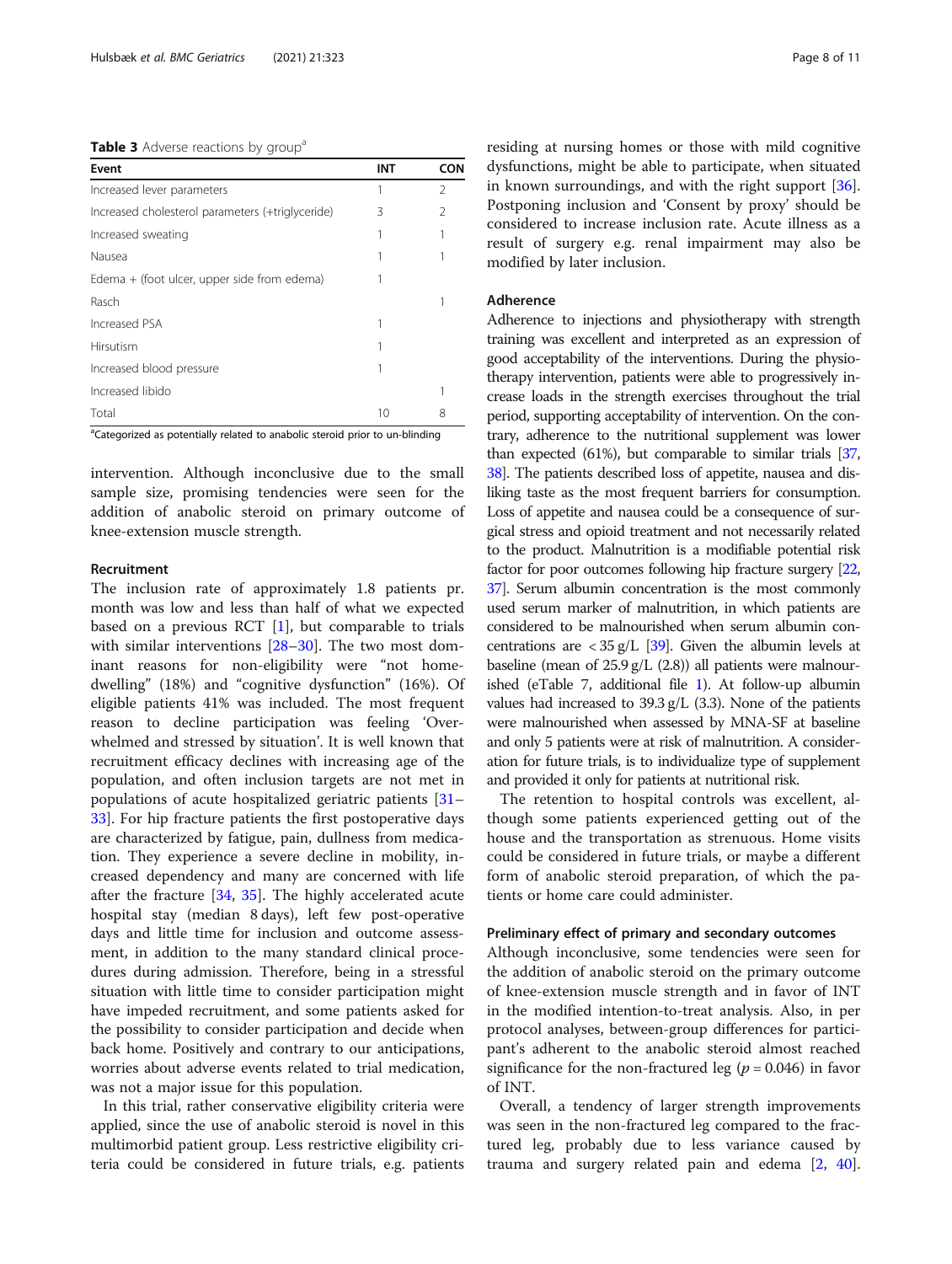**Table 3** Adverse reactions by group[a]

| Event | INT | CON |
|---|---|---|
| Increased lever parameters | 1 | 2 |
| Increased cholesterol parameters (+triglyceride) | 3 | 2 |
| Increased sweating | 1 | 1 |
| Nausea | 1 | 1 |
| Edema + (foot ulcer, upper side from edema) | 1 | |
| Rasch | | 1 |
| Increased PSA | 1 | |
| Hirsutism | 1 | |
| Increased blood pressure | 1 | |
| Increased libido | | 1 |
| Total | 10 | 8 |

[a]Categorized as potentially related to anabolic steroid prior to un-blinding

intervention. Although inconclusive due to the small sample size, promising tendencies were seen for the addition of anabolic steroid on primary outcome of knee-extension muscle strength.

### Recruitment

The inclusion rate of approximately 1.8 patients pr. month was low and less than half of what we expected based on a previous RCT [1], but comparable to trials with similar interventions [28–30]. The two most dominant reasons for non-eligibility were "not home-dwelling" (18%) and "cognitive dysfunction" (16%). Of eligible patients 41% was included. The most frequent reason to decline participation was feeling 'Overwhelmed and stressed by situation'. It is well known that recruitment efficacy declines with increasing age of the population, and often inclusion targets are not met in populations of acute hospitalized geriatric patients [31–33]. For hip fracture patients the first postoperative days are characterized by fatigue, pain, dullness from medication. They experience a severe decline in mobility, increased dependency and many are concerned with life after the fracture [34, 35]. The highly accelerated acute hospital stay (median 8 days), left few post-operative days and little time for inclusion and outcome assessment, in addition to the many standard clinical procedures during admission. Therefore, being in a stressful situation with little time to consider participation might have impeded recruitment, and some patients asked for the possibility to consider participation and decide when back home. Positively and contrary to our anticipations, worries about adverse events related to trial medication, was not a major issue for this population.

In this trial, rather conservative eligibility criteria were applied, since the use of anabolic steroid is novel in this multimorbid patient group. Less restrictive eligibility criteria could be considered in future trials, e.g. patients residing at nursing homes or those with mild cognitive dysfunctions, might be able to participate, when situated in known surroundings, and with the right support [36]. Postponing inclusion and 'Consent by proxy' should be considered to increase inclusion rate. Acute illness as a result of surgery e.g. renal impairment may also be modified by later inclusion.

### Adherence

Adherence to injections and physiotherapy with strength training was excellent and interpreted as an expression of good acceptability of the interventions. During the physiotherapy intervention, patients were able to progressively increase loads in the strength exercises throughout the trial period, supporting acceptability of intervention. On the contrary, adherence to the nutritional supplement was lower than expected (61%), but comparable to similar trials [37, 38]. The patients described loss of appetite, nausea and disliking taste as the most frequent barriers for consumption. Loss of appetite and nausea could be a consequence of surgical stress and opioid treatment and not necessarily related to the product. Malnutrition is a modifiable potential risk factor for poor outcomes following hip fracture surgery [22, 37]. Serum albumin concentration is the most commonly used serum marker of malnutrition, in which patients are considered to be malnourished when serum albumin concentrations are < 35 g/L [39]. Given the albumin levels at baseline (mean of 25.9 g/L (2.8)) all patients were malnourished (eTable 7, additional file 1). At follow-up albumin values had increased to 39.3 g/L (3.3). None of the patients were malnourished when assessed by MNA-SF at baseline and only 5 patients were at risk of malnutrition. A consideration for future trials, is to individualize type of supplement and provided it only for patients at nutritional risk.

The retention to hospital controls was excellent, although some patients experienced getting out of the house and the transportation as strenuous. Home visits could be considered in future trials, or maybe a different form of anabolic steroid preparation, of which the patients or home care could administer.

### Preliminary effect of primary and secondary outcomes

Although inconclusive, some tendencies were seen for the addition of anabolic steroid on the primary outcome of knee-extension muscle strength and in favor of INT in the modified intention-to-treat analysis. Also, in per protocol analyses, between-group differences for participant's adherent to the anabolic steroid almost reached significance for the non-fractured leg ($p = 0.046$) in favor of INT.

Overall, a tendency of larger strength improvements was seen in the non-fractured leg compared to the fractured leg, probably due to less variance caused by trauma and surgery related pain and edema [2, 40].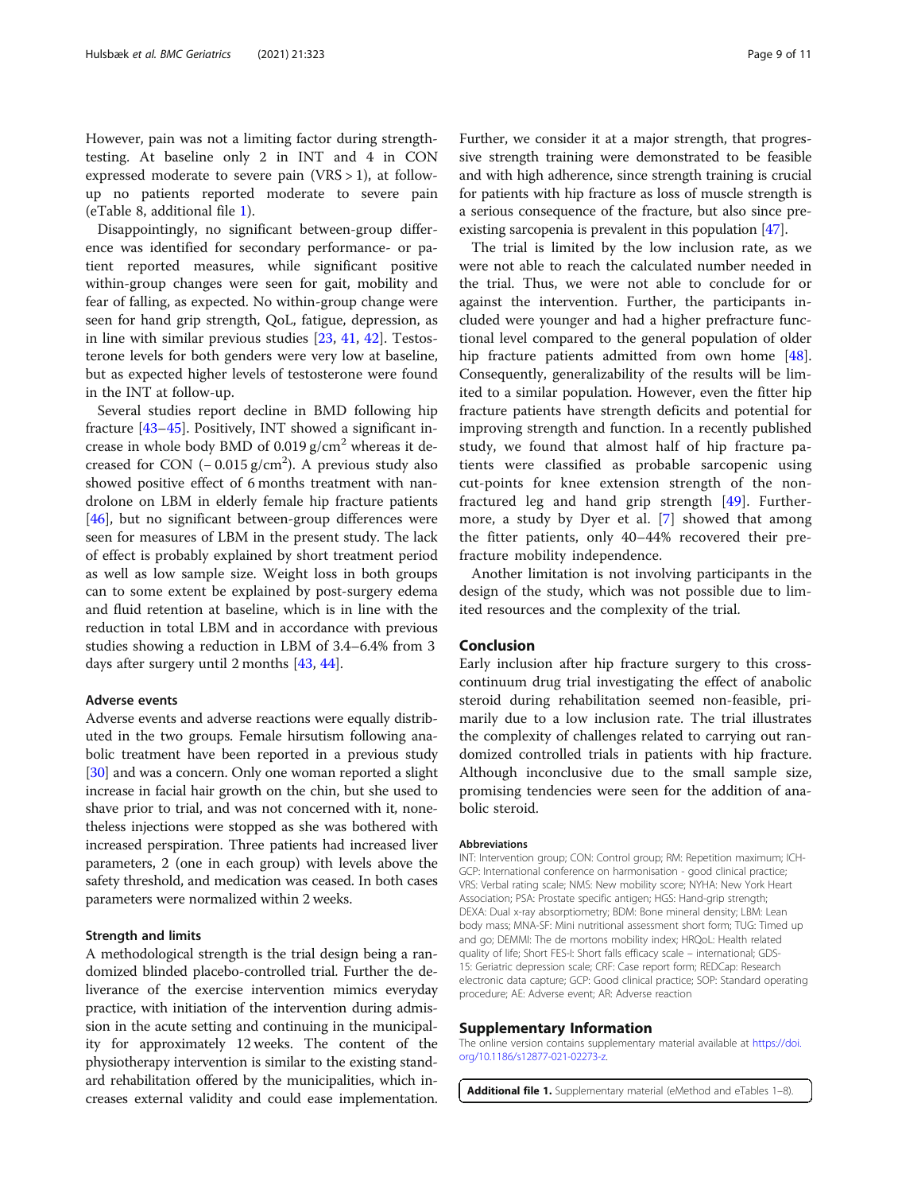However, pain was not a limiting factor during strength-testing. At baseline only 2 in INT and 4 in CON expressed moderate to severe pain (VRS > 1), at follow-up no patients reported moderate to severe pain (eTable 8, additional file 1).

Disappointingly, no significant between-group difference was identified for secondary performance- or patient reported measures, while significant positive within-group changes were seen for gait, mobility and fear of falling, as expected. No within-group change were seen for hand grip strength, QoL, fatigue, depression, as in line with similar previous studies [23, 41, 42]. Testosterone levels for both genders were very low at baseline, but as expected higher levels of testosterone were found in the INT at follow-up.

Several studies report decline in BMD following hip fracture [43–45]. Positively, INT showed a significant increase in whole body BMD of 0.019 g/cm$^2$ whereas it decreased for CON (− 0.015 g/cm$^2$). A previous study also showed positive effect of 6 months treatment with nandrolone on LBM in elderly female hip fracture patients [46], but no significant between-group differences were seen for measures of LBM in the present study. The lack of effect is probably explained by short treatment period as well as low sample size. Weight loss in both groups can to some extent be explained by post-surgery edema and fluid retention at baseline, which is in line with the reduction in total LBM and in accordance with previous studies showing a reduction in LBM of 3.4–6.4% from 3 days after surgery until 2 months [43, 44].

### Adverse events

Adverse events and adverse reactions were equally distributed in the two groups. Female hirsutism following anabolic treatment have been reported in a previous study [30] and was a concern. Only one woman reported a slight increase in facial hair growth on the chin, but she used to shave prior to trial, and was not concerned with it, nonetheless injections were stopped as she was bothered with increased perspiration. Three patients had increased liver parameters, 2 (one in each group) with levels above the safety threshold, and medication was ceased. In both cases parameters were normalized within 2 weeks.

### Strength and limits

A methodological strength is the trial design being a randomized blinded placebo-controlled trial. Further the deliverance of the exercise intervention mimics everyday practice, with initiation of the intervention during admission in the acute setting and continuing in the municipality for approximately 12 weeks. The content of the physiotherapy intervention is similar to the existing standard rehabilitation offered by the municipalities, which increases external validity and could ease implementation. Further, we consider it at a major strength, that progressive strength training were demonstrated to be feasible and with high adherence, since strength training is crucial for patients with hip fracture as loss of muscle strength is a serious consequence of the fracture, but also since preexisting sarcopenia is prevalent in this population [47].

The trial is limited by the low inclusion rate, as we were not able to reach the calculated number needed in the trial. Thus, we were not able to conclude for or against the intervention. Further, the participants included were younger and had a higher prefracture functional level compared to the general population of older hip fracture patients admitted from own home [48]. Consequently, generalizability of the results will be limited to a similar population. However, even the fitter hip fracture patients have strength deficits and potential for improving strength and function. In a recently published study, we found that almost half of hip fracture patients were classified as probable sarcopenic using cut-points for knee extension strength of the non-fractured leg and hand grip strength [49]. Furthermore, a study by Dyer et al. [7] showed that among the fitter patients, only 40–44% recovered their prefracture mobility independence.

Another limitation is not involving participants in the design of the study, which was not possible due to limited resources and the complexity of the trial.

## Conclusion

Early inclusion after hip fracture surgery to this cross-continuum drug trial investigating the effect of anabolic steroid during rehabilitation seemed non-feasible, primarily due to a low inclusion rate. The trial illustrates the complexity of challenges related to carrying out randomized controlled trials in patients with hip fracture. Although inconclusive due to the small sample size, promising tendencies were seen for the addition of anabolic steroid.

#### Abbreviations

INT: Intervention group; CON: Control group; RM: Repetition maximum; ICH-GCP: International conference on harmonisation - good clinical practice; VRS: Verbal rating scale; NMS: New mobility score; NYHA: New York Heart Association; PSA: Prostate specific antigen; HGS: Hand-grip strength; DEXA: Dual x-ray absorptiometry; BDM: Bone mineral density; LBM: Lean body mass; MNA-SF: Mini nutritional assessment short form; TUG: Timed up and go; DEMMI: The de mortons mobility index; HRQoL: Health related quality of life; Short FES-I: Short falls efficacy scale – international; GDS-15: Geriatric depression scale; CRF: Case report form; REDCap: Research electronic data capture; GCP: Good clinical practice; SOP: Standard operating procedure; AE: Adverse event; AR: Adverse reaction

## Supplementary Information

The online version contains supplementary material available at https://doi.org/10.1186/s12877-021-02273-z.

**Additional file 1.** Supplementary material (eMethod and eTables 1–8).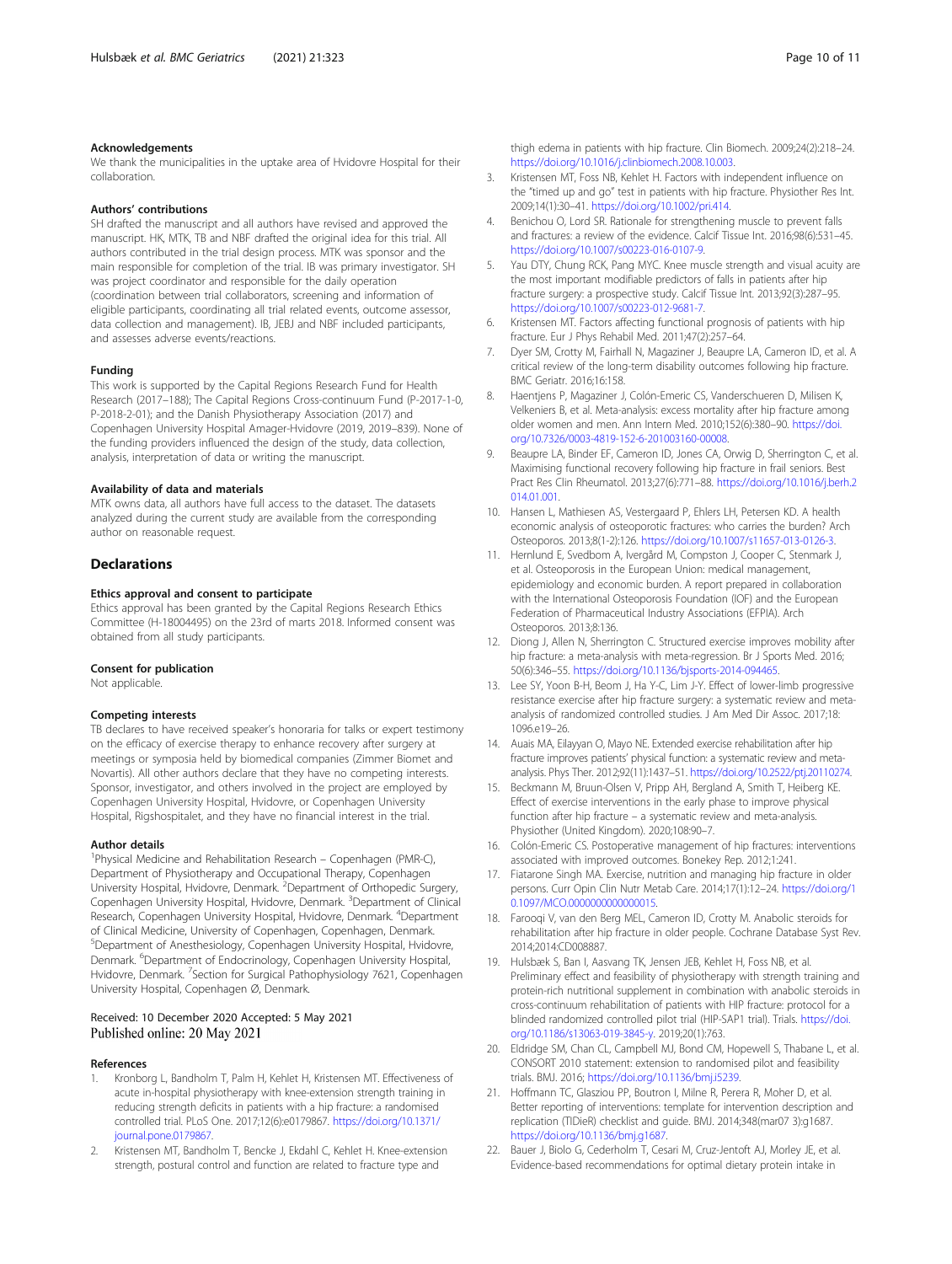#### Acknowledgements

We thank the municipalities in the uptake area of Hvidovre Hospital for their collaboration.

#### Authors' contributions

SH drafted the manuscript and all authors have revised and approved the manuscript. HK, MTK, TB and NBF drafted the original idea for this trial. All authors contributed in the trial design process. MTK was sponsor and the main responsible for completion of the trial. IB was primary investigator. SH was project coordinator and responsible for the daily operation (coordination between trial collaborators, screening and information of eligible participants, coordinating all trial related events, outcome assessor, data collection and management). IB, JEBJ and NBF included participants, and assesses adverse events/reactions.

#### Funding

This work is supported by the Capital Regions Research Fund for Health Research (2017–188); The Capital Regions Cross-continuum Fund (P-2017-1-0, P-2018-2-01); and the Danish Physiotherapy Association (2017) and Copenhagen University Hospital Amager-Hvidovre (2019, 2019–839). None of the funding providers influenced the design of the study, data collection, analysis, interpretation of data or writing the manuscript.

#### Availability of data and materials

MTK owns data, all authors have full access to the dataset. The datasets analyzed during the current study are available from the corresponding author on reasonable request.

## Declarations

#### Ethics approval and consent to participate

Ethics approval has been granted by the Capital Regions Research Ethics Committee (H-18004495) on the 23rd of marts 2018. Informed consent was obtained from all study participants.

#### Consent for publication

Not applicable.

#### Competing interests

TB declares to have received speaker's honoraria for talks or expert testimony on the efficacy of exercise therapy to enhance recovery after surgery at meetings or symposia held by biomedical companies (Zimmer Biomet and Novartis). All other authors declare that they have no competing interests. Sponsor, investigator, and others involved in the project are employed by Copenhagen University Hospital, Hvidovre, or Copenhagen University Hospital, Rigshospitalet, and they have no financial interest in the trial.

#### Author details

[1]Physical Medicine and Rehabilitation Research – Copenhagen (PMR-C), Department of Physiotherapy and Occupational Therapy, Copenhagen University Hospital, Hvidovre, Denmark. [2]Department of Orthopedic Surgery, Copenhagen University Hospital, Hvidovre, Denmark. [3]Department of Clinical Research, Copenhagen University Hospital, Hvidovre, Denmark. [4]Department of Clinical Medicine, University of Copenhagen, Copenhagen, Denmark. [5]Department of Anesthesiology, Copenhagen University Hospital, Hvidovre, Denmark. [6]Department of Endocrinology, Copenhagen University Hospital, Hvidovre, Denmark. [7]Section for Surgical Pathophysiology 7621, Copenhagen University Hospital, Copenhagen Ø, Denmark.

Received: 10 December 2020 Accepted: 5 May 2021
Published online: 20 May 2021

#### References

1. Kronborg L, Bandholm T, Palm H, Kehlet H, Kristensen MT. Effectiveness of acute in-hospital physiotherapy with knee-extension strength training in reducing strength deficits in patients with a hip fracture: a randomised controlled trial. PLoS One. 2017;12(6):e0179867. https://doi.org/10.1371/journal.pone.0179867.
2. Kristensen MT, Bandholm T, Bencke J, Ekdahl C, Kehlet H. Knee-extension strength, postural control and function are related to fracture type and thigh edema in patients with hip fracture. Clin Biomech. 2009;24(2):218–24. https://doi.org/10.1016/j.clinbiomech.2008.10.003.
3. Kristensen MT, Foss NB, Kehlet H. Factors with independent influence on the "timed up and go" test in patients with hip fracture. Physiother Res Int. 2009;14(1):30–41. https://doi.org/10.1002/pri.414.
4. Benichou O, Lord SR. Rationale for strengthening muscle to prevent falls and fractures: a review of the evidence. Calcif Tissue Int. 2016;98(6):531–45. https://doi.org/10.1007/s00223-016-0107-9.
5. Yau DTY, Chung RCK, Pang MYC. Knee muscle strength and visual acuity are the most important modifiable predictors of falls in patients after hip fracture surgery: a prospective study. Calcif Tissue Int. 2013;92(3):287–95. https://doi.org/10.1007/s00223-012-9681-7.
6. Kristensen MT. Factors affecting functional prognosis of patients with hip fracture. Eur J Phys Rehabil Med. 2011;47(2):257–64.
7. Dyer SM, Crotty M, Fairhall N, Magaziner J, Beaupre LA, Cameron ID, et al. A critical review of the long-term disability outcomes following hip fracture. BMC Geriatr. 2016;16:158.
8. Haentjens P, Magaziner J, Colón-Emeric CS, Vanderschueren D, Milisen K, Velkeniers B, et al. Meta-analysis: excess mortality after hip fracture among older women and men. Ann Intern Med. 2010;152(6):380–90. https://doi.org/10.7326/0003-4819-152-6-201003160-00008.
9. Beaupre LA, Binder EF, Cameron ID, Jones CA, Orwig D, Sherrington C, et al. Maximising functional recovery following hip fracture in frail seniors. Best Pract Res Clin Rheumatol. 2013;27(6):771–88. https://doi.org/10.1016/j.berh.2014.01.001.
10. Hansen L, Mathiesen AS, Vestergaard P, Ehlers LH, Petersen KD. A health economic analysis of osteoporotic fractures: who carries the burden? Arch Osteoporos. 2013;8(1-2):126. https://doi.org/10.1007/s11657-013-0126-3.
11. Hernlund E, Svedbom A, Ivergård M, Compston J, Cooper C, Stenmark J, et al. Osteoporosis in the European Union: medical management, epidemiology and economic burden. A report prepared in collaboration with the International Osteoporosis Foundation (IOF) and the European Federation of Pharmaceutical Industry Associations (EFPIA). Arch Osteoporos. 2013;8:136.
12. Diong J, Allen N, Sherrington C. Structured exercise improves mobility after hip fracture: a meta-analysis with meta-regression. Br J Sports Med. 2016;50(6):346–55. https://doi.org/10.1136/bjsports-2014-094465.
13. Lee SY, Yoon B-H, Beom J, Ha Y-C, Lim J-Y. Effect of lower-limb progressive resistance exercise after hip fracture surgery: a systematic review and meta-analysis of randomized controlled studies. J Am Med Dir Assoc. 2017;18:1096.e19–26.
14. Auais MA, Eilayyan O, Mayo NE. Extended exercise rehabilitation after hip fracture improves patients' physical function: a systematic review and meta-analysis. Phys Ther. 2012;92(11):1437–51. https://doi.org/10.2522/ptj.20110274.
15. Beckmann M, Bruun-Olsen V, Pripp AH, Bergland A, Smith T, Heiberg KE. Effect of exercise interventions in the early phase to improve physical function after hip fracture – a systematic review and meta-analysis. Physiother (United Kingdom). 2020;108:90–7.
16. Colón-Emeric CS. Postoperative management of hip fractures: interventions associated with improved outcomes. Bonekey Rep. 2012;1:241.
17. Fiatarone Singh MA. Exercise, nutrition and managing hip fracture in older persons. Curr Opin Clin Nutr Metab Care. 2014;17(1):12–24. https://doi.org/10.1097/MCO.0000000000000015.
18. Farooqi V, van den Berg MEL, Cameron ID, Crotty M. Anabolic steroids for rehabilitation after hip fracture in older people. Cochrane Database Syst Rev. 2014;2014:CD008887.
19. Hulsbæk S, Ban I, Aasvang TK, Jensen JEB, Kehlet H, Foss NB, et al. Preliminary effect and feasibility of physiotherapy with strength training and protein-rich nutritional supplement in combination with anabolic steroids in cross-continuum rehabilitation of patients with HIP fracture: protocol for a blinded randomized controlled pilot trial (HIP-SAP1 trial). Trials. https://doi.org/10.1186/s13063-019-3845-y. 2019;20(1):763.
20. Eldridge SM, Chan CL, Campbell MJ, Bond CM, Hopewell S, Thabane L, et al. CONSORT 2010 statement: extension to randomised pilot and feasibility trials. BMJ. 2016; https://doi.org/10.1136/bmj.i5239.
21. Hoffmann TC, Glasziou PP, Boutron I, Milne R, Perera R, Moher D, et al. Better reporting of interventions: template for intervention description and replication (TIDieR) checklist and guide. BMJ. 2014;348(mar07 3):g1687. https://doi.org/10.1136/bmj.g1687.
22. Bauer J, Biolo G, Cederholm T, Cesari M, Cruz-Jentoft AJ, Morley JE, et al. Evidence-based recommendations for optimal dietary protein intake in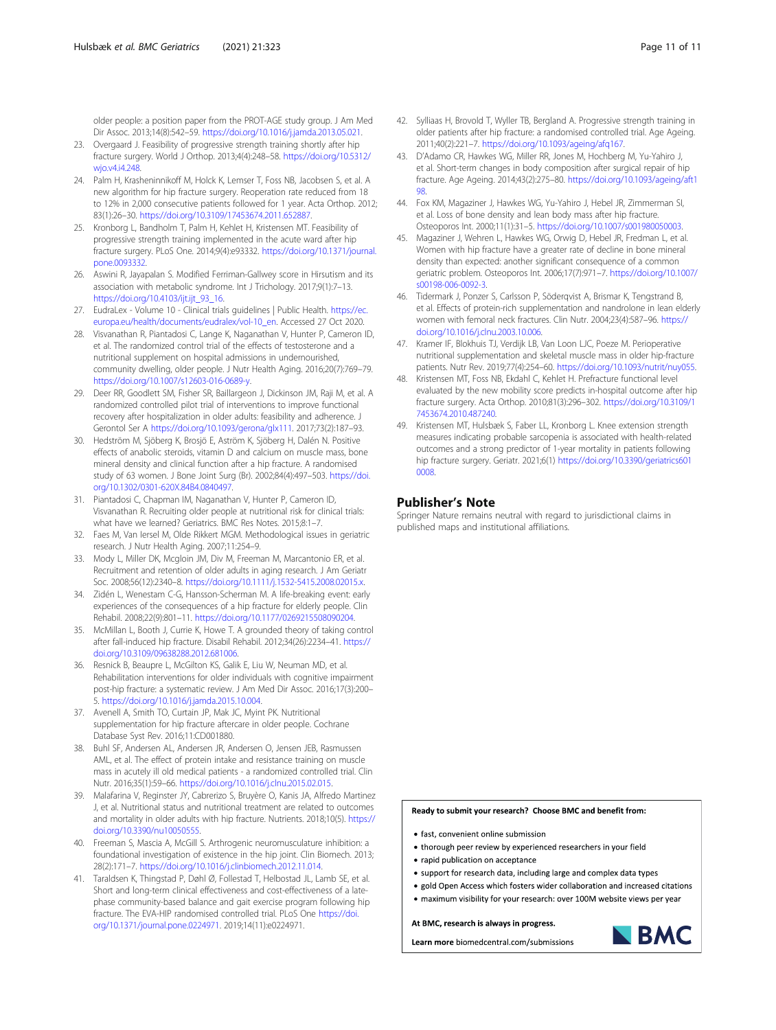older people: a position paper from the PROT-AGE study group. J Am Med Dir Assoc. 2013;14(8):542–59. https://doi.org/10.1016/j.jamda.2013.05.021.

23. Overgaard J. Feasibility of progressive strength training shortly after hip fracture surgery. World J Orthop. 2013;4(4):248–58. https://doi.org/10.5312/wjo.v4.i4.248.
24. Palm H, Krasheninnikoff M, Holck K, Lemser T, Foss NB, Jacobsen S, et al. A new algorithm for hip fracture surgery. Reoperation rate reduced from 18 to 12% in 2,000 consecutive patients followed for 1 year. Acta Orthop. 2012; 83(1):26–30. https://doi.org/10.3109/17453674.2011.652887.
25. Kronborg L, Bandholm T, Palm H, Kehlet H, Kristensen MT. Feasibility of progressive strength training implemented in the acute ward after hip fracture surgery. PLoS One. 2014;9(4):e93332. https://doi.org/10.1371/journal.pone.0093332.
26. Aswini R, Jayapalan S. Modified Ferriman-Gallwey score in Hirsutism and its association with metabolic syndrome. Int J Trichology. 2017;9(1):7–13. https://doi.org/10.4103/ijt.ijt_93_16.
27. EudraLex - Volume 10 - Clinical trials guidelines | Public Health. https://ec.europa.eu/health/documents/eudralex/vol-10_en. Accessed 27 Oct 2020.
28. Visvanathan R, Piantadosi C, Lange K, Naganathan V, Hunter P, Cameron ID, et al. The randomized control trial of the effects of testosterone and a nutritional supplement on hospital admissions in undernourished, community dwelling, older people. J Nutr Health Aging. 2016;20(7):769–79. https://doi.org/10.1007/s12603-016-0689-y.
29. Deer RR, Goodlett SM, Fisher SR, Baillargeon J, Dickinson JM, Raji M, et al. A randomized controlled pilot trial of interventions to improve functional recovery after hospitalization in older adults: feasibility and adherence. J Gerontol Ser A https://doi.org/10.1093/gerona/glx111. 2017;73(2):187–93.
30. Hedström M, Sjöberg K, Brosjö E, Aström K, Sjöberg H, Dalén N. Positive effects of anabolic steroids, vitamin D and calcium on muscle mass, bone mineral density and clinical function after a hip fracture. A randomised study of 63 women. J Bone Joint Surg (Br). 2002;84(4):497–503. https://doi.org/10.1302/0301-620X.84B4.0840497.
31. Piantadosi C, Chapman IM, Naganathan V, Hunter P, Cameron ID, Visvanathan R. Recruiting older people at nutritional risk for clinical trials: what have we learned? Geriatrics. BMC Res Notes. 2015;8:1–7.
32. Faes M, Van Iersel M, Olde Rikkert MGM. Methodological issues in geriatric research. J Nutr Health Aging. 2007;11:254–9.
33. Mody L, Miller DK, Mcgloin JM, Div M, Freeman M, Marcantonio ER, et al. Recruitment and retention of older adults in aging research. J Am Geriatr Soc. 2008;56(12):2340–8. https://doi.org/10.1111/j.1532-5415.2008.02015.x.
34. Zidén L, Wenestam C-G, Hansson-Scherman M. A life-breaking event: early experiences of the consequences of a hip fracture for elderly people. Clin Rehabil. 2008;22(9):801–11. https://doi.org/10.1177/0269215508090204.
35. McMillan L, Booth J, Currie K, Howe T. A grounded theory of taking control after fall-induced hip fracture. Disabil Rehabil. 2012;34(26):2234–41. https://doi.org/10.3109/09638288.2012.681006.
36. Resnick B, Beaupre L, McGilton KS, Galik E, Liu W, Neuman MD, et al. Rehabilitation interventions for older individuals with cognitive impairment post-hip fracture: a systematic review. J Am Med Dir Assoc. 2016;17(3):200–5. https://doi.org/10.1016/j.jamda.2015.10.004.
37. Avenell A, Smith TO, Curtain JP, Mak JC, Myint PK. Nutritional supplementation for hip fracture aftercare in older people. Cochrane Database Syst Rev. 2016;11:CD001880.
38. Buhl SF, Andersen AL, Andersen JR, Andersen O, Jensen JEB, Rasmussen AML, et al. The effect of protein intake and resistance training on muscle mass in acutely ill old medical patients - a randomized controlled trial. Clin Nutr. 2016;35(1):59–66. https://doi.org/10.1016/j.clnu.2015.02.015.
39. Malafarina V, Reginster JY, Cabrerizo S, Bruyère O, Kanis JA, Alfredo Martinez J, et al. Nutritional status and nutritional treatment are related to outcomes and mortality in older adults with hip fracture. Nutrients. 2018;10(5). https://doi.org/10.3390/nu10050555.
40. Freeman S, Mascia A, McGill S. Arthrogenic neuromusculature inhibition: a foundational investigation of existence in the hip joint. Clin Biomech. 2013; 28(2):171–7. https://doi.org/10.1016/j.clinbiomech.2012.11.014.
41. Taraldsen K, Thingstad P, Døhl Ø, Follestad T, Helbostad JL, Lamb SE, et al. Short and long-term clinical effectiveness and cost-effectiveness of a late-phase community-based balance and gait exercise program following hip fracture. The EVA-HIP randomised controlled trial. PLoS One https://doi.org/10.1371/journal.pone.0224971. 2019;14(11):e0224971.
42. Sylliaas H, Brovold T, Wyller TB, Bergland A. Progressive strength training in older patients after hip fracture: a randomised controlled trial. Age Ageing. 2011;40(2):221–7. https://doi.org/10.1093/ageing/afq167.
43. D'Adamo CR, Hawkes WG, Miller RR, Jones M, Hochberg M, Yu-Yahiro J, et al. Short-term changes in body composition after surgical repair of hip fracture. Age Ageing. 2014;43(2):275–80. https://doi.org/10.1093/ageing/aft198.
44. Fox KM, Magaziner J, Hawkes WG, Yu-Yahiro J, Hebel JR, Zimmerman SI, et al. Loss of bone density and lean body mass after hip fracture. Osteoporos Int. 2000;11(1):31–5. https://doi.org/10.1007/s001980050003.
45. Magaziner J, Wehren L, Hawkes WG, Orwig D, Hebel JR, Fredman L, et al. Women with hip fracture have a greater rate of decline in bone mineral density than expected: another significant consequence of a common geriatric problem. Osteoporos Int. 2006;17(7):971–7. https://doi.org/10.1007/s00198-006-0092-3.
46. Tidermark J, Ponzer S, Carlsson P, Söderqvist A, Brismar K, Tengstrand B, et al. Effects of protein-rich supplementation and nandrolone in lean elderly women with femoral neck fractures. Clin Nutr. 2004;23(4):587–96. https://doi.org/10.1016/j.clnu.2003.10.006.
47. Kramer IF, Blokhuis TJ, Verdijk LB, Van Loon LJC, Poeze M. Perioperative nutritional supplementation and skeletal muscle mass in older hip-fracture patients. Nutr Rev. 2019;77(4):254–60. https://doi.org/10.1093/nutrit/nuy055.
48. Kristensen MT, Foss NB, Ekdahl C, Kehlet H. Prefracture functional level evaluated by the new mobility score predicts in-hospital outcome after hip fracture surgery. Acta Orthop. 2010;81(3):296–302. https://doi.org/10.3109/17453674.2010.487240.
49. Kristensen MT, Hulsbæk S, Faber LL, Kronborg L. Knee extension strength measures indicating probable sarcopenia is associated with health-related outcomes and a strong predictor of 1-year mortality in patients following hip fracture surgery. Geriatr. 2021;6(1) https://doi.org/10.3390/geriatrics6010008.

## Publisher's Note

Springer Nature remains neutral with regard to jurisdictional claims in published maps and institutional affiliations.

**Ready to submit your research? Choose BMC and benefit from:**

- fast, convenient online submission
- thorough peer review by experienced researchers in your field
- rapid publication on acceptance
- support for research data, including large and complex data types
- gold Open Access which fosters wider collaboration and increased citations
- maximum visibility for your research: over 100M website views per year

**At BMC, research is always in progress.**

**Learn more** biomedcentral.com/submissions

BMC